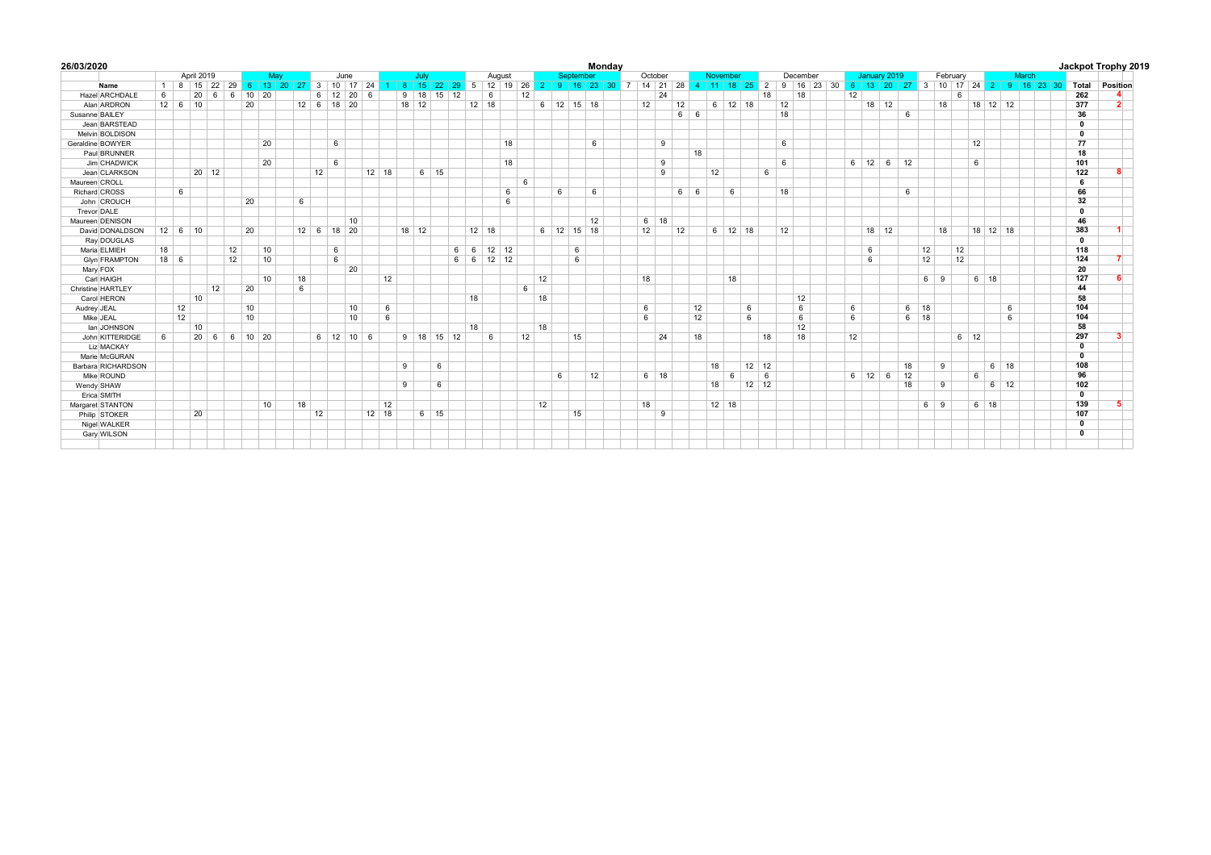**26/03/2020** — **Monday** — **Jackpot Trophy 2019**

| Name | April 2019 | | | | | May | | | | June | | | | July | | | | | August | | | | September | | | | | October | | | | November | | | | December | | | | | January 2019 | | | | February | | | | March | | | | | | |
|---|---|---|---|---|---|---|---|---|---|---|---|---|---|---|---|---|---|---|---|---|---|---|---|---|---|---|---|---|---|---|---|---|---|---|---|---|---|---|---|---|---|---|---|---|---|---|---|---|---|---|---|---|---|---|---|
| | 1 | 8 | 15 | 22 | 29 | 6 | 13 | 20 | 27 | 3 | 10 | 17 | 24 | 1 | 8 | 15 | 22 | 29 | 5 | 12 | 19 | 26 | 2 | 9 | 16 | 23 | 30 | 7 | 14 | 21 | 28 | 4 | 11 | 18 | 25 | 2 | 9 | 16 | 23 | 30 | 6 | 13 | 20 | 27 | 3 | 10 | 17 | 24 | 2 | 9 | 16 | 23 | 30 | **Total** | **Position** |
| Hazel ARCHDALE | 6 | | 20 | 6 | 6 | 10 | 20 | | | 6 | 12 | 20 | 6 | | 9 | 18 | 15 | 12 | | 6 | | 12 | | | | | | | | 24 | | | | | | 18 | | 18 | | | 12 | | | | | | 6 | | | | | | | **262** | **4** |
| Alan ARDRON | 12 | 6 | 10 | | | 20 | | | 12 | 6 | 18 | 20 | | | 18 | 12 | | | 12 | 18 | | | 6 | 12 | 15 | 18 | | | 12 | | 12 | | 6 | 12 | 18 | | 12 | | | | | 18 | 12 | | | 18 | | 18 | 12 | 12 | | | | **377** | **2** |
| Susanne BAILEY | | | | | | | | | | | | | | | | | | | | | | | | | | | | | | | 6 | 6 | | | | | 18 | | | | | | | 6 | | | | | | | | | | **36** | |
| Jean BARSTEAD | | | | | | | | | | | | | | | | | | | | | | | | | | | | | | | | | | | | | | | | | | | | | | | | | | | | | | **0** | |
| Melvin BOLDISON | | | | | | | | | | | | | | | | | | | | | | | | | | | | | | | | | | | | | | | | | | | | | | | | | | | | | | **0** | |
| Geraldine BOWYER | | | | | | | 20 | | | 6 | | | | | | | | | | | 18 | | | | | 6 | | | | 9 | | | | | | | 6 | | | | | | | | | | | 12 | | | | | | **77** | |
| Paul BRUNNER | | | | | | | | | | | | | | | | | | | | | | | | | | | | | | | | 18 | | | | | | | | | | | | | | | | | | | | | | **18** | |
| Jim CHADWICK | | | | | | | 20 | | | 6 | | | | | | | | | | | 18 | | | | | | | | | 9 | | | | | | | 6 | | | | 6 | 12 | 6 | 12 | | | | 6 | | | | | | **101** | |
| Jean CLARKSON | | | 20 | 12 | | | | | | 12 | | | 12 | 18 | | | 6 | 15 | | | | | | | | | | | | 9 | | | 12 | | | 6 | | | | | | | | | | | | | | | | | | **122** | **8** |
| Maureen CROLL | | | | | | | | | | | | | | | | | | | | | | 6 | | | | | | | | | | | | | | | | | | | | | | | | | | | | | | | | **6** | |
| Richard CROSS | | 6 | | | | | | | | | | | | | | | | | | | 6 | | | 6 | | 6 | | | | | 6 | 6 | | 6 | | | 18 | | | | | | | 6 | | | | | | | | | | **66** | |
| John CROUCH | | | | | | 20 | | | 6 | | | | | | | | | | | | 6 | | | | | | | | | | | | | | | | | | | | | | | | | | | | | | | | | **32** | |
| Trevor DALE | | | | | | | | | | | | | | | | | | | | | | | | | | | | | | | | | | | | | | | | | | | | | | | | | | | | | | **0** | |
| Maureen DENISON | | | | | | | | | | | | 10 | | | | | | | | | | | | | | 12 | | | 6 | 18 | | | | | | | | | | | | | | | | | | | | | | | | **46** | |
| David DONALDSON | 12 | 6 | 10 | | | 20 | | | 12 | 6 | 18 | 20 | | | 18 | 12 | | | 12 | 18 | | | 6 | 12 | 15 | 18 | | | 12 | | 12 | | 6 | 12 | 18 | | 12 | | | | | 18 | 12 | | | 18 | | 18 | 12 | 18 | | | | **383** | **1** |
| Ray DOUGLAS | | | | | | | | | | | | | | | | | | | | | | | | | | | | | | | | | | | | | | | | | | | | | | | | | | | | | | **0** | |
| Maria ELMIEH | 18 | | | | 12 | 10 | | | | 6 | | | | | | | | 6 | 6 | 12 | 12 | | | | 6 | | | | | | | | | | | | | | | | | 6 | | | 12 | | 12 | | | | | | | **118** | |
| Glyn FRAMPTON | 18 | 6 | | | 12 | 10 | | | | 6 | | | | | | | | 6 | 6 | 12 | 12 | | | | 6 | | | | | | | | | | | | | | | | | 6 | | | 12 | | 12 | | | | | | | **124** | **7** |
| Mary FOX | | | | | | | | | | | | 20 | | | | | | | | | | | | | | | | | | | | | | | | | | | | | | | | | | | | | | | | | | **20** | |
| Carl HAIGH | | | | | | | 10 | | 18 | | | | | 12 | | | | | | | | | 12 | | | | | | 18 | | | | | 18 | | | | | | | | | | | 6 | 9 | | 6 | 18 | | | | | **127** | **6** |
| Christine HARTLEY | | | | 12 | | 20 | | | 6 | | | | | | | | | | | | | 6 | | | | | | | | | | | | | | | | | | | | | | | | | | | | | | | | **44** | |
| Carol HERON | | | 10 | | | | | | | | | | | | | | | | 18 | | | | 18 | | | | | | | | | | | | | | | 12 | | | | | | | | | | | | | | | | **58** | |
| Audrey JEAL | | 12 | | | | 10 | | | | | | 10 | | 6 | | | | | | | | | | | | | | | 6 | | | 12 | | | 6 | | | 6 | | | 6 | | | 6 | 18 | | | | | 6 | | | | **104** | |
| Mike JEAL | | 12 | | | | 10 | | | | | | 10 | | 6 | | | | | | | | | | | | | | | 6 | | | 12 | | | 6 | | | 6 | | | 6 | | | 6 | 18 | | | | | 6 | | | | **104** | |
| Ian JOHNSON | | | 10 | | | | | | | | | | | | | | | | 18 | | | | 18 | | | | | | | | | | | | | | | 12 | | | | | | | | | | | | | | | | **58** | |
| John KITTERIDGE | 6 | | 20 | 6 | 6 | 10 | 20 | | | 6 | 12 | 10 | 6 | | 9 | 18 | 15 | 12 | | 6 | | 12 | | | 15 | | | | | 24 | | 18 | | | | 18 | | 18 | | | 12 | | | | | | 6 | 12 | | | | | | **297** | **3** |
| Liz MACKAY | | | | | | | | | | | | | | | | | | | | | | | | | | | | | | | | | | | | | | | | | | | | | | | | | | | | | | **0** | |
| Marie McGURAN | | | | | | | | | | | | | | | | | | | | | | | | | | | | | | | | | | | | | | | | | | | | | | | | | | | | | | **0** | |
| Barbara RICHARDSON | | | | | | | | | | | | | | | 9 | | 6 | | | | | | | | | | | | | | | | 18 | | 12 | 12 | | | | | | | | 18 | | 9 | | 6 | 18 | | | | | **108** | |
| Mike ROUND | | | | | | | | | | | | | | | | | | | | | | | | 6 | | 12 | | | 6 | 18 | | | | 6 | | 6 | | | | | 6 | 12 | 6 | 12 | | | | 6 | | | | | | **96** | |
| Wendy SHAW | | | | | | | | | | | | | | | 9 | | 6 | | | | | | | | | | | | | | | | 18 | | 12 | 12 | | | | | | | | 18 | | 9 | | 6 | 12 | | | | | **102** | |
| Erica SMITH | | | | | | | | | | | | | | | | | | | | | | | | | | | | | | | | | | | | | | | | | | | | | | | | | | | | | | **0** | |
| Margaret STANTON | | | | | | | 10 | | 18 | | | | | 12 | | | | | | | | | 12 | | | | | | 18 | | | | 12 | 18 | | | | | | | | | | | 6 | 9 | | 6 | 18 | | | | | **139** | **5** |
| Philip STOKER | | | 20 | | | | | | | 12 | | | 12 | 18 | | | 6 | 15 | | | | | | | 15 | | | | | 9 | | | | | | | | | | | | | | | | | | | | | | | | **107** | |
| Nigel WALKER | | | | | | | | | | | | | | | | | | | | | | | | | | | | | | | | | | | | | | | | | | | | | | | | | | | | | | **0** | |
| Gary WILSON | | | | | | | | | | | | | | | | | | | | | | | | | | | | | | | | | | | | | | | | | | | | | | | | | | | | | | **0** | |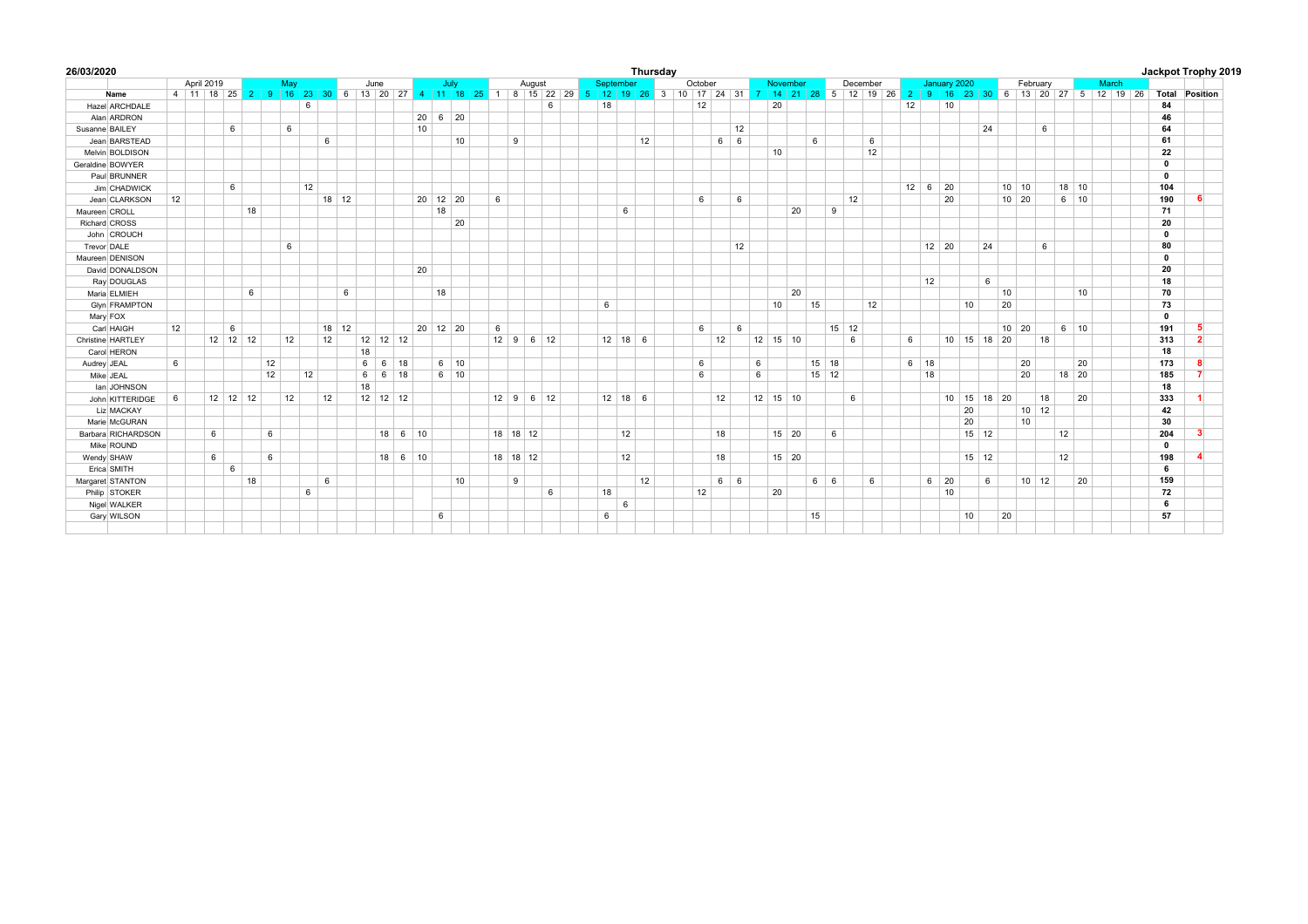**26/03/2020** | **Thursday** | **Jackpot Trophy 2019**

| | April 2019 | | | | May | | | | | June | | | | July | | | | August | | | | | September | | | | October | | | | | November | | | | December | | | | January 2020 | | | | | February | | | | March | | | | | |
|---|---|---|---|---|---|---|---|---|---|---|---|---|---|---|---|---|---|---|---|---|---|---|---|---|---|---|---|---|---|---|---|---|---|---|---|---|---|---|---|---|---|---|---|---|---|---|---|---|---|---|---|---|---|---|
| **Name** | 4 | 11 | 18 | 25 | 2 | 9 | 16 | 23 | 30 | 6 | 13 | 20 | 27 | 4 | 11 | 18 | 25 | 1 | 8 | 15 | 22 | 29 | 5 | 12 | 19 | 26 | 3 | 10 | 17 | 24 | 31 | 7 | 14 | 21 | 28 | 5 | 12 | 19 | 26 | 2 | 9 | 16 | 23 | 30 | 6 | 13 | 20 | 27 | 5 | 12 | 19 | 26 | **Total** | **Position** |
| Hazel ARCHDALE | | | | | | | | 6 | | | | | | | | | | | | | 6 | | | 18 | | | | | 12 | | | | 20 | | | | | | | 12 | | 10 | | | | | | | | | | | **84** | |
| Alan ARDRON | | | | | | | | | | | | | | 20 | 6 | 20 | | | | | | | | | | | | | | | | | | | | | | | | | | | | | | | | | | | | | **46** | |
| Susanne BAILEY | | | | 6 | | | 6 | | | | | | | 10 | | | | | | | | | | | | | | | | | 12 | | | | | | | | | | | | | 24 | | | 6 | | | | | | **64** | |
| Jean BARSTEAD | | | | | | | | | 6 | | | | | | | 10 | | | 9 | | | | | | | 12 | | | | 6 | 6 | | | | 6 | | | 6 | | | | | | | | | | | | | | | **61** | |
| Melvin BOLDISON | | | | | | | | | | | | | | | | | | | | | | | | | | | | | | | | | 10 | | | | | 12 | | | | | | | | | | | | | | | **22** | |
| Geraldine BOWYER | | | | | | | | | | | | | | | | | | | | | | | | | | | | | | | | | | | | | | | | | | | | | | | | | | | | | **0** | |
| Paul BRUNNER | | | | | | | | | | | | | | | | | | | | | | | | | | | | | | | | | | | | | | | | | | | | | | | | | | | | | **0** | |
| Jim CHADWICK | | | | 6 | | | | 12 | | | | | | | | | | | | | | | | | | | | | | | | | | | | | | | | 12 | 6 | 20 | | | 10 | 10 | | 18 | 10 | | | | **104** | |
| Jean CLARKSON | 12 | | | | | | | | 18 | 12 | | | | 20 | 12 | 20 | | 6 | | | | | | | | | | | 6 | | 6 | | | | | | 12 | | | | | 20 | | | 10 | 20 | | 6 | 10 | | | | **190** | **6** |
| Maureen CROLL | | | | | 18 | | | | | | | | | | 18 | | | | | | | | | | 6 | | | | | | | | | 20 | | 9 | | | | | | | | | | | | | | | | | **71** | |
| Richard CROSS | | | | | | | | | | | | | | | | 20 | | | | | | | | | | | | | | | | | | | | | | | | | | | | | | | | | | | | | **20** | |
| John CROUCH | | | | | | | | | | | | | | | | | | | | | | | | | | | | | | | | | | | | | | | | | | | | | | | | | | | | | **0** | |
| Trevor DALE | | | | | | | 6 | | | | | | | | | | | | | | | | | | | | | | | | 12 | | | | | | | | | | 12 | 20 | | 24 | | | 6 | | | | | | **80** | |
| Maureen DENISON | | | | | | | | | | | | | | | | | | | | | | | | | | | | | | | | | | | | | | | | | | | | | | | | | | | | | **0** | |
| David DONALDSON | | | | | | | | | | | | | | 20 | | | | | | | | | | | | | | | | | | | | | | | | | | | | | | | | | | | | | | | **20** | |
| Ray DOUGLAS | | | | | | | | | | | | | | | | | | | | | | | | | | | | | | | | | | | | | | | | | 12 | | | 6 | | | | | | | | | **18** | |
| Maria ELMIEH | | | | | 6 | | | | | 6 | | | | | 18 | | | | | | | | | | | | | | | | | | | 20 | | | | | | | | | | | 10 | | | | 10 | | | | **70** | |
| Glyn FRAMPTON | | | | | | | | | | | | | | | | | | | | | | | | 6 | | | | | | | | | 10 | | 15 | | | 12 | | | | | 10 | | 20 | | | | | | | | **73** | |
| Mary FOX | | | | | | | | | | | | | | | | | | | | | | | | | | | | | | | | | | | | | | | | | | | | | | | | | | | | | **0** | |
| Carl HAIGH | 12 | | 6 | | | | | | 18 | 12 | | | | 20 | 12 | 20 | | 6 | | | | | | | | | | | 6 | | 6 | | | | | 15 | 12 | | | | | | | | 10 | 20 | | 6 | 10 | | | | **191** | **5** |
| Christine HARTLEY | | | 12 | 12 | 12 | | 12 | | 12 | | 12 | 12 | 12 | | | | | 12 | 9 | 6 | 12 | | | 12 | 18 | 6 | | | | 12 | | 12 | 15 | 10 | | | 6 | | | 6 | | 10 | 15 | 18 | 20 | | 18 | | | | | | **313** | **2** |
| Carol HERON | | | | | | | | | | | 18 | | | | | | | | | | | | | | | | | | | | | | | | | | | | | | | | | | | | | | | | | | **18** | |
| Audrey JEAL | 6 | | | | | 12 | | | | | 6 | 6 | 18 | | 6 | 10 | | | | | | | | | | | | | 6 | | | 6 | | | 15 | 18 | | | | 6 | 18 | | | | | 20 | | | 20 | | | | **173** | **8** |
| Mike JEAL | | | | | | 12 | | 12 | | | 6 | 6 | 18 | | 6 | 10 | | | | | | | | | | | | | 6 | | | 6 | | | 15 | 12 | | | | | 18 | | | | | 20 | | 18 | 20 | | | | **185** | **7** |
| Ian JOHNSON | | | | | | | | | | | 18 | | | | | | | | | | | | | | | | | | | | | | | | | | | | | | | | | | | | | | | | | | **18** | |
| John KITTERIDGE | 6 | | 12 | 12 | 12 | | 12 | | 12 | | 12 | 12 | 12 | | | | | 12 | 9 | 6 | 12 | | | 12 | 18 | 6 | | | | 12 | | 12 | 15 | 10 | | | 6 | | | | | 10 | 15 | 18 | 20 | | 18 | | 20 | | | | **333** | **1** |
| Liz MACKAY | | | | | | | | | | | | | | | | | | | | | | | | | | | | | | | | | | | | | | | | | | | 20 | | | 10 | 12 | | | | | | **42** | |
| Marie McGURAN | | | | | | | | | | | | | | | | | | | | | | | | | | | | | | | | | | | | | | | | | | | 20 | | | 10 | | | | | | | **30** | |
| Barbara RICHARDSON | | | 6 | | | 6 | | | | | | 18 | 6 | 10 | | | | 18 | 18 | 12 | | | | | 12 | | | | | 18 | | | 15 | 20 | | 6 | | | | | | | 15 | 12 | | | | 12 | | | | | **204** | **3** |
| Mike ROUND | | | | | | | | | | | | | | | | | | | | | | | | | | | | | | | | | | | | | | | | | | | | | | | | | | | | | **0** | |
| Wendy SHAW | | | 6 | | | 6 | | | | | | 18 | 6 | 10 | | | | 18 | 18 | 12 | | | | | 12 | | | | | 18 | | | 15 | 20 | | | | | | | | | 15 | 12 | | | | 12 | | | | | **198** | **4** |
| Erica SMITH | | | | 6 | | | | | | | | | | | | | | | | | | | | | | | | | | | | | | | | | | | | | | | | | | | | | | | | | **6** | |
| Margaret STANTON | | | | | 18 | | | | 6 | | | | | | | 10 | | | 9 | | | | | | | 12 | | | | 6 | 6 | | | | 6 | 6 | | 6 | | | 6 | 20 | | 6 | | 10 | 12 | | 20 | | | | **159** | |
| Philip STOKER | | | | | | | | 6 | | | | | | | | | | | | | 6 | | | 18 | | | | | 12 | | | | 20 | | | | | | | | | 10 | | | | | | | | | | | **72** | |
| Nigel WALKER | | | | | | | | | | | | | | | | | | | | | | | | | 6 | | | | | | | | | | | | | | | | | | | | | | | | | | | | **6** | |
| Gary WILSON | | | | | | | | | | | | | | | 6 | | | | | | | | | 6 | | | | | | | | | | | 15 | | | | | | | | 10 | | 20 | | | | | | | | **57** | |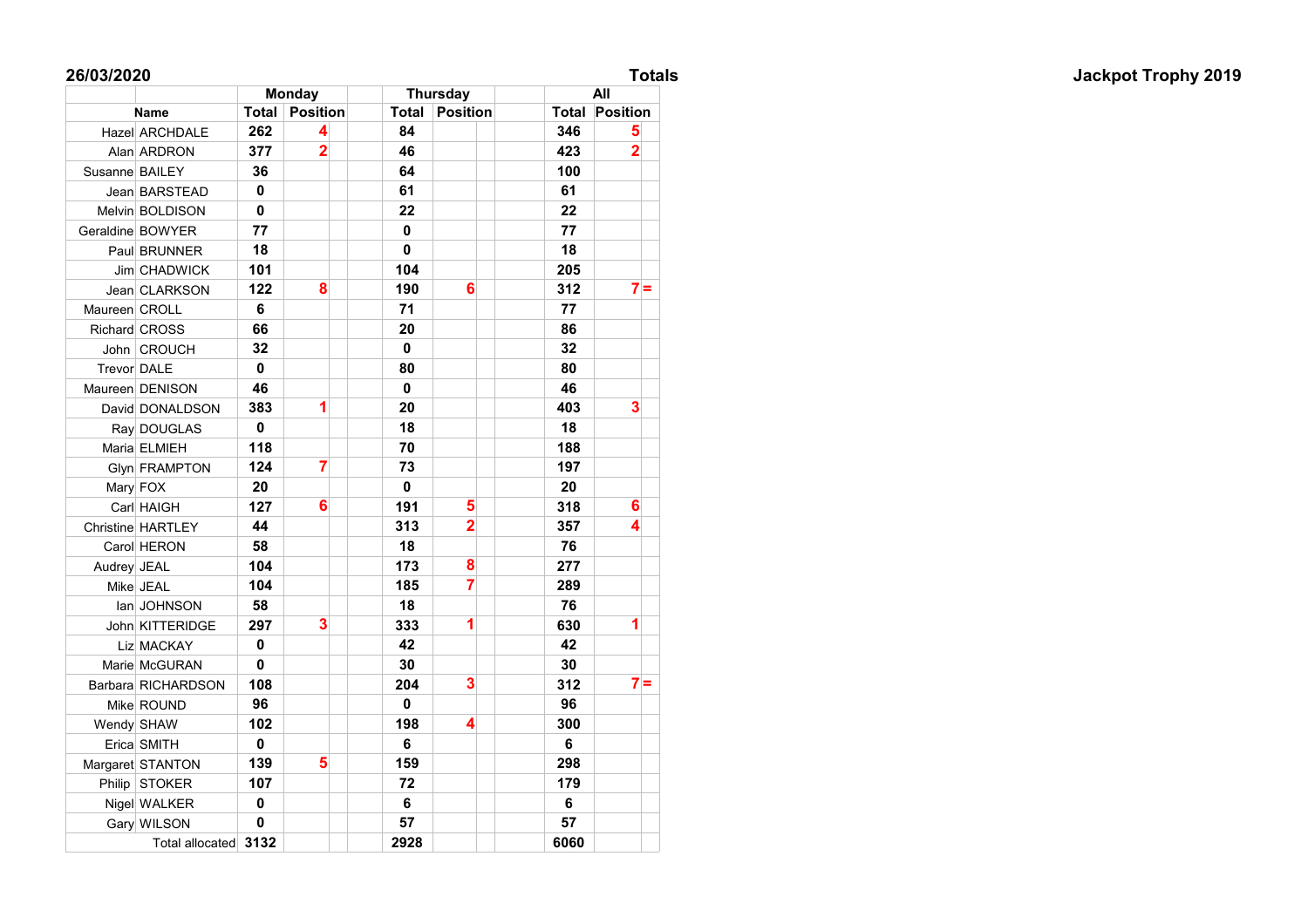**26/03/2020** **Totals** **Jackpot Trophy 2019**

| | | Monday | | Thursday | | All | |
|---|---|---|---|---|---|---|---|
| Name | | Total | Position | Total | Position | Total | Position |
| Hazel | ARCHDALE | 262 | 4 | 84 | | 346 | 5 |
| Alan | ARDRON | 377 | 2 | 46 | | 423 | 2 |
| Susanne | BAILEY | 36 | | 64 | | 100 | |
| Jean | BARSTEAD | 0 | | 61 | | 61 | |
| Melvin | BOLDISON | 0 | | 22 | | 22 | |
| Geraldine | BOWYER | 77 | | 0 | | 77 | |
| Paul | BRUNNER | 18 | | 0 | | 18 | |
| Jim | CHADWICK | 101 | | 104 | | 205 | |
| Jean | CLARKSON | 122 | 8 | 190 | 6 | 312 | 7 = |
| Maureen | CROLL | 6 | | 71 | | 77 | |
| Richard | CROSS | 66 | | 20 | | 86 | |
| John | CROUCH | 32 | | 0 | | 32 | |
| Trevor | DALE | 0 | | 80 | | 80 | |
| Maureen | DENISON | 46 | | 0 | | 46 | |
| David | DONALDSON | 383 | 1 | 20 | | 403 | 3 |
| Ray | DOUGLAS | 0 | | 18 | | 18 | |
| Maria | ELMIEH | 118 | | 70 | | 188 | |
| Glyn | FRAMPTON | 124 | 7 | 73 | | 197 | |
| Mary | FOX | 20 | | 0 | | 20 | |
| Carl | HAIGH | 127 | 6 | 191 | 5 | 318 | 6 |
| Christine | HARTLEY | 44 | | 313 | 2 | 357 | 4 |
| Carol | HERON | 58 | | 18 | | 76 | |
| Audrey | JEAL | 104 | | 173 | 8 | 277 | |
| Mike | JEAL | 104 | | 185 | 7 | 289 | |
| Ian | JOHNSON | 58 | | 18 | | 76 | |
| John | KITTERIDGE | 297 | 3 | 333 | 1 | 630 | 1 |
| Liz | MACKAY | 0 | | 42 | | 42 | |
| Marie | McGURAN | 0 | | 30 | | 30 | |
| Barbara | RICHARDSON | 108 | | 204 | 3 | 312 | 7 = |
| Mike | ROUND | 96 | | 0 | | 96 | |
| Wendy | SHAW | 102 | | 198 | 4 | 300 | |
| Erica | SMITH | 0 | | 6 | | 6 | |
| Margaret | STANTON | 139 | 5 | 159 | | 298 | |
| Philip | STOKER | 107 | | 72 | | 179 | |
| Nigel | WALKER | 0 | | 6 | | 6 | |
| Gary | WILSON | 0 | | 57 | | 57 | |
| Total allocated | | 3132 | | 2928 | | 6060 | |